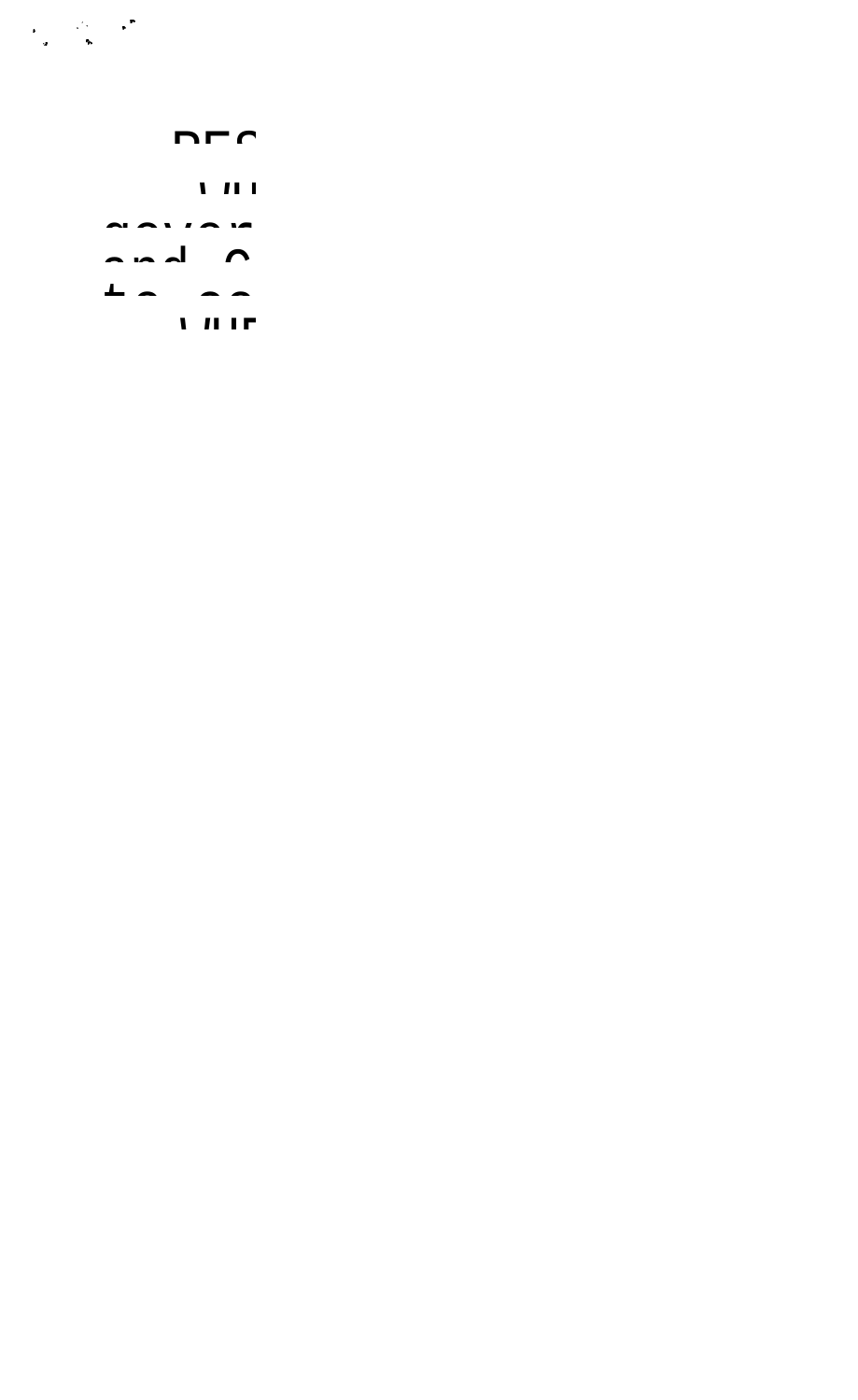$\overline{\phantom{m}}$  $\pm$  +++

 $\begin{array}{c} \n\mathbf{1} & \mathbf{2} \\
\mathbf{3} & \mathbf{4} \\
\mathbf{4} & \mathbf{5} \\
\mathbf{5} & \mathbf{6} \\
\mathbf{6} & \mathbf{7} \\
\mathbf{7} & \mathbf{8} \\
\mathbf{8} & \mathbf{1} \\
\mathbf{1} & \mathbf{1} \\
\mathbf{1} & \mathbf{1} \\
\mathbf{1} & \mathbf{1} \\
\mathbf{1} & \mathbf{1} \\
\mathbf{1} & \mathbf{1} \\
\mathbf{1} & \mathbf{1} \\
\mathbf{1} & \mathbf{1} \\
\mathbf{1} & \mathbf{1} \\
\$ 

 $\label{eq:2} \begin{array}{l} \mathcal{L}_{\mathcal{A}}(\mathcal{A})=\mathcal{L}_{\mathcal{A}}(\mathcal{A})\otimes\mathcal{L}_{\mathcal{A}}(\mathcal{A})\\ \mathcal{A}=\mathcal{A}(\mathcal{A})\otimes\mathcal{A}(\mathcal{A}) \end{array}$ 

 $\mathbf{u}$